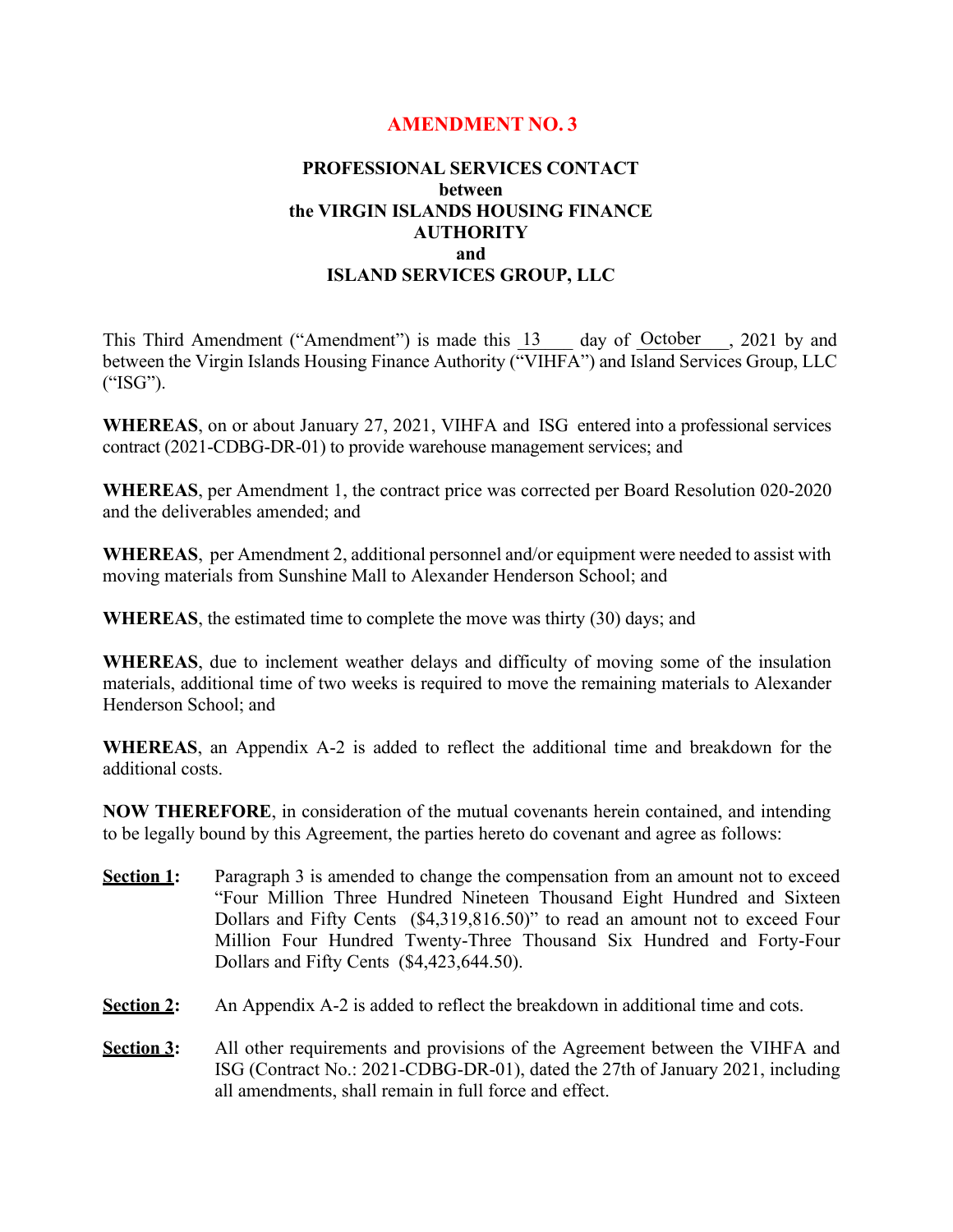# AMENDMENT NO. 3

## PROFESSIONAL SERVICES CONTACT between the VIRGIN ISLANDS HOUSING FINANCE AUTHORITY and ISLAND SERVICES GROUP, LLC

This Third Amendment ("Amendment") is made this 13 day of October, 2021 by and between the Virgin Islands Housing Finance Authority ("VIHFA") and Island Services Group, LLC ("ISG").

**WHEREAS**, on or about January 27, 2021, VIHFA and ISG entered into a professional services contract (2021-CDBG-DR-01) to provide warehouse management services; and

**WHEREAS**, per Amendment 1, the contract price was corrected per Board Resolution 020-2020 and the deliverables amended; and

**WHEREAS**, per Amendment 2, additional personnel and/or equipment were needed to assist with moving materials from Sunshine Mall to Alexander Henderson School; and

**WHEREAS**, the estimated time to complete the move was thirty (30) days; and

**WHEREAS**, due to inclement weather delays and difficulty of moving some of the insulation materials, additional time of two weeks is required to move the remaining materials to Alexander Henderson School; and

**WHEREAS**, an Appendix A-2 is added to reflect the additional time and breakdown for the additional costs.

**NOW THEREFORE**, in consideration of the mutual covenants herein contained, and intending to be legally bound by this Agreement, the parties hereto do covenant and agree as follows:

**Section 1:** Paragraph 3 is amended to change the compensation from an amount not to exceed "Four Million Three Hundred Nineteen Thousand Eight Hundred and Sixteen Dollars and Fifty Cents ($4,319,816.50)" to read an amount not to exceed Four Million Four Hundred Twenty-Three Thousand Six Hundred and Forty-Four Dollars and Fifty Cents ($4,423,644.50).

**Section 2:** An Appendix A-2 is added to reflect the breakdown in additional time and cots.

**Section 3:** All other requirements and provisions of the Agreement between the VIHFA and ISG (Contract No.: 2021-CDBG-DR-01), dated the 27th of January 2021, including all amendments, shall remain in full force and effect.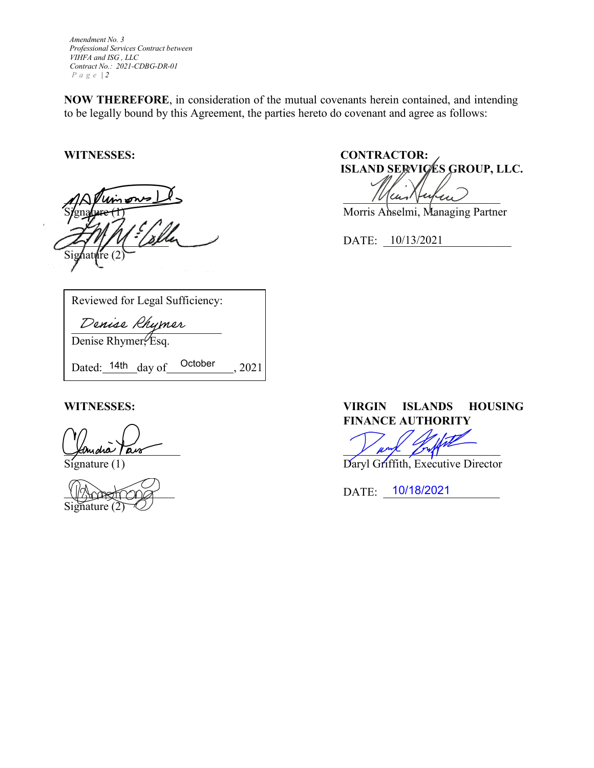**NOW THEREFORE**, in consideration of the mutual covenants herein contained, and intending to be legally bound by this Agreement, the parties hereto do covenant and agree as follows:

**WITNESSES:**

_______________________
Signature (1)

_______________________
Signature (2)

**CONTRACTOR:**
**ISLAND SERVICES GROUP, LLC.**

_______________________
Morris Anselmi, Managing Partner

DATE: 10/13/2021

Reviewed for Legal Sufficiency:

Denise Rhymer
_______________________
Denise Rhymer, Esq.

Dated: 14th day of October, 2021

**WITNESSES:**

_______________________
Signature (1)

_______________________
Signature (2)

**VIRGIN ISLANDS HOUSING FINANCE AUTHORITY**

_______________________
Daryl Griffith, Executive Director

DATE: 10/18/2021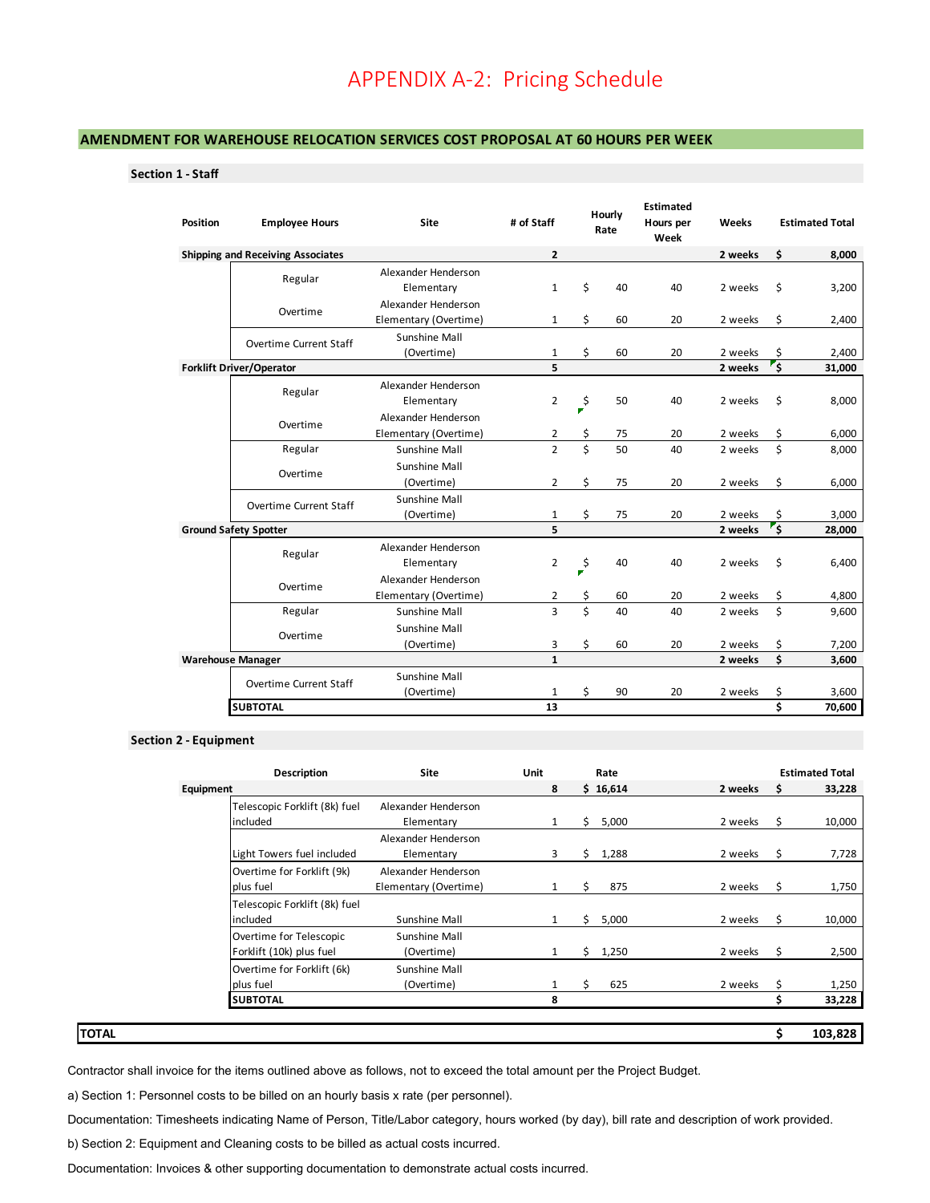# APPENDIX A-2: Pricing Schedule

## AMENDMENT FOR WAREHOUSE RELOCATION SERVICES COST PROPOSAL AT 60 HOURS PER WEEK

### Section 1 - Staff

| Position | Employee Hours | Site | # of Staff | Hourly Rate | Estimated Hours per Week | Weeks | Estimated Total |
|---|---|---|---|---|---|---|---|
| **Shipping and Receiving Associates** | | | **2** | | | **2 weeks** | **$ 8,000** |
| | Regular | Alexander Henderson Elementary | 1 | $ 40 | 40 | 2 weeks | $ 3,200 |
| | Overtime | Alexander Henderson Elementary (Overtime) | 1 | $ 60 | 20 | 2 weeks | $ 2,400 |
| | Overtime Current Staff | Sunshine Mall (Overtime) | 1 | $ 60 | 20 | 2 weeks | $ 2,400 |
| **Forklift Driver/Operator** | | | **5** | | | **2 weeks** | **$ 31,000** |
| | Regular | Alexander Henderson Elementary | 2 | $ 50 | 40 | 2 weeks | $ 8,000 |
| | Overtime | Alexander Henderson Elementary (Overtime) | 2 | $ 75 | 20 | 2 weeks | $ 6,000 |
| | Regular | Sunshine Mall | 2 | $ 50 | 40 | 2 weeks | $ 8,000 |
| | Overtime | Sunshine Mall (Overtime) | 2 | $ 75 | 20 | 2 weeks | $ 6,000 |
| | Overtime Current Staff | Sunshine Mall (Overtime) | 1 | $ 75 | 20 | 2 weeks | $ 3,000 |
| **Ground Safety Spotter** | | | **5** | | | **2 weeks** | **$ 28,000** |
| | Regular | Alexander Henderson Elementary | 2 | $ 40 | 40 | 2 weeks | $ 6,400 |
| | Overtime | Alexander Henderson Elementary (Overtime) | 2 | $ 60 | 20 | 2 weeks | $ 4,800 |
| | Regular | Sunshine Mall | 3 | $ 40 | 40 | 2 weeks | $ 9,600 |
| | Overtime | Sunshine Mall (Overtime) | 3 | $ 60 | 20 | 2 weeks | $ 7,200 |
| **Warehouse Manager** | | | **1** | | | **2 weeks** | **$ 3,600** |
| | Overtime Current Staff | Sunshine Mall (Overtime) | 1 | $ 90 | 20 | 2 weeks | $ 3,600 |
| | **SUBTOTAL** | | **13** | | | | **$ 70,600** |

### Section 2 - Equipment

| | Description | Site | Unit | Rate | | Estimated Total |
|---|---|---|---|---|---|---|
| **Equipment** | | | **8** | **$ 16,614** | **2 weeks** | **$ 33,228** |
| | Telescopic Forklift (8k) fuel included | Alexander Henderson Elementary | 1 | $ 5,000 | 2 weeks | $ 10,000 |
| | Light Towers fuel included | Alexander Henderson Elementary | 3 | $ 1,288 | 2 weeks | $ 7,728 |
| | Overtime for Forklift (9k) plus fuel | Alexander Henderson Elementary (Overtime) | 1 | $ 875 | 2 weeks | $ 1,750 |
| | Telescopic Forklift (8k) fuel included | Sunshine Mall | 1 | $ 5,000 | 2 weeks | $ 10,000 |
| | Overtime for Telescopic Forklift (10k) plus fuel | Sunshine Mall (Overtime) | 1 | $ 1,250 | 2 weeks | $ 2,500 |
| | Overtime for Forklift (6k) plus fuel | Sunshine Mall (Overtime) | 1 | $ 625 | 2 weeks | $ 1,250 |
| | **SUBTOTAL** | | **8** | | | **$ 33,228** |

| | |
|---|---|
| **TOTAL** | **$ 103,828** |

Contractor shall invoice for the items outlined above as follows, not to exceed the total amount per the Project Budget.

a) Section 1: Personnel costs to be billed on an hourly basis x rate (per personnel).

Documentation: Timesheets indicating Name of Person, Title/Labor category, hours worked (by day), bill rate and description of work provided.

b) Section 2: Equipment and Cleaning costs to be billed as actual costs incurred.

Documentation: Invoices & other supporting documentation to demonstrate actual costs incurred.